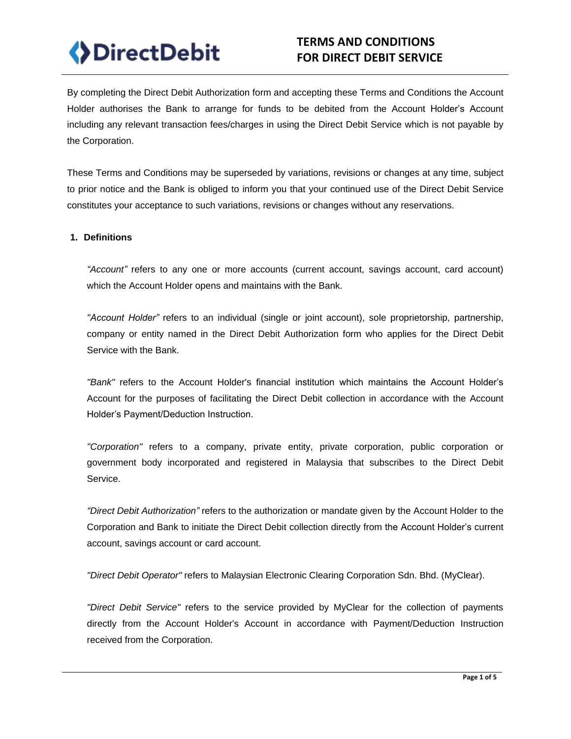# TERMS AND CONDITIONS FOR DIRECT DEBIT SERVICE

By completing the Direct Debit Authorization form and accepting these Terms and Conditions the Account Holder authorises the Bank to arrange for funds to be debited from the Account Holder's Account including any relevant transaction fees/charges in using the Direct Debit Service which is not payable by the Corporation.

These Terms and Conditions may be superseded by variations, revisions or changes at any time, subject to prior notice and the Bank is obliged to inform you that your continued use of the Direct Debit Service constitutes your acceptance to such variations, revisions or changes without any reservations.

## 1. Definitions

*"Account"* refers to any one or more accounts (current account, savings account, card account) which the Account Holder opens and maintains with the Bank.

*"Account Holder"* refers to an individual (single or joint account), sole proprietorship, partnership, company or entity named in the Direct Debit Authorization form who applies for the Direct Debit Service with the Bank.

*"Bank"* refers to the Account Holder's financial institution which maintains the Account Holder's Account for the purposes of facilitating the Direct Debit collection in accordance with the Account Holder's Payment/Deduction Instruction.

*"Corporation"* refers to a company, private entity, private corporation, public corporation or government body incorporated and registered in Malaysia that subscribes to the Direct Debit Service.

*"Direct Debit Authorization"* refers to the authorization or mandate given by the Account Holder to the Corporation and Bank to initiate the Direct Debit collection directly from the Account Holder's current account, savings account or card account.

*"Direct Debit Operator"* refers to Malaysian Electronic Clearing Corporation Sdn. Bhd. (MyClear).

*"Direct Debit Service"* refers to the service provided by MyClear for the collection of payments directly from the Account Holder's Account in accordance with Payment/Deduction Instruction received from the Corporation.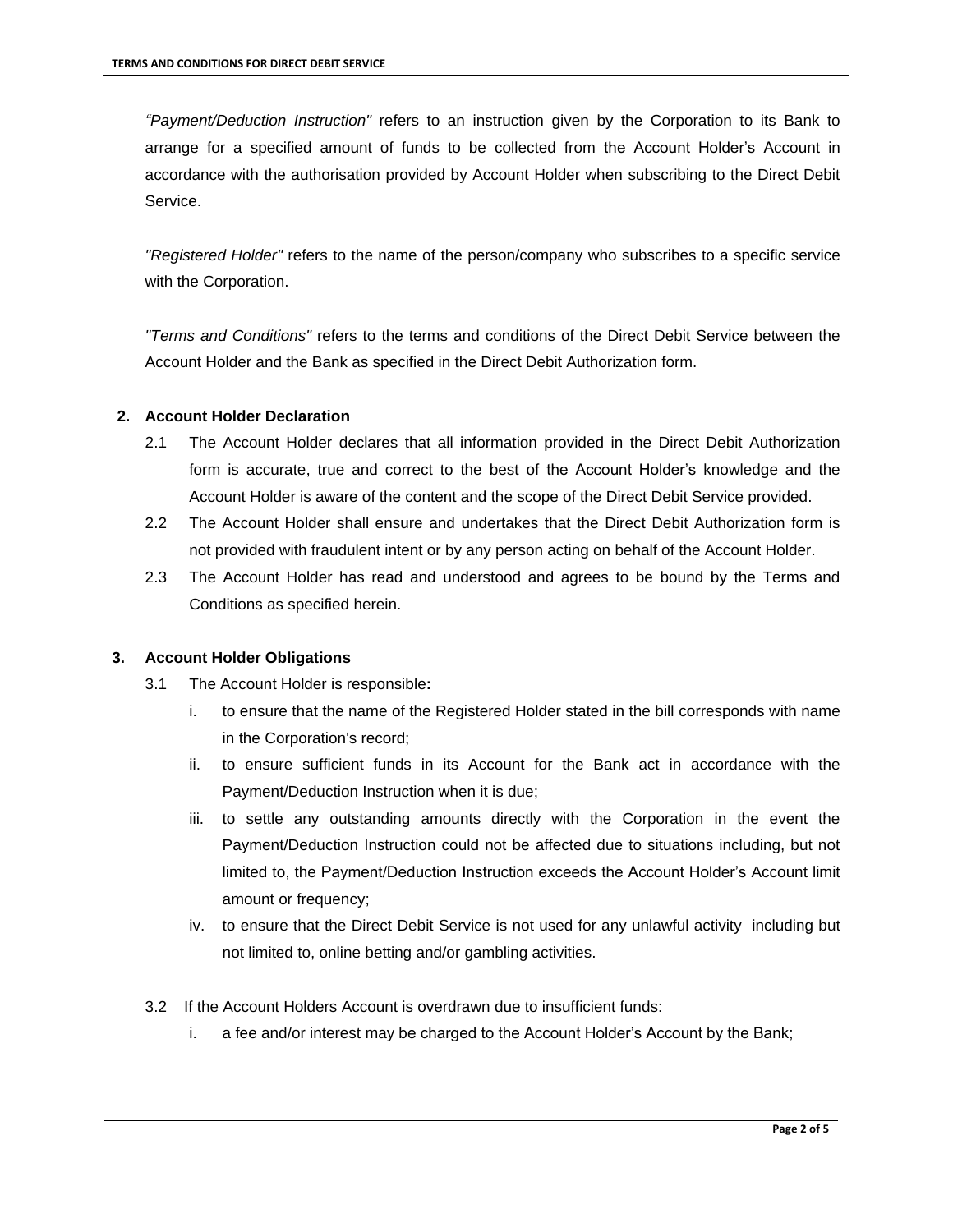*"Payment/Deduction Instruction"* refers to an instruction given by the Corporation to its Bank to arrange for a specified amount of funds to be collected from the Account Holder's Account in accordance with the authorisation provided by Account Holder when subscribing to the Direct Debit Service.

*"Registered Holder"* refers to the name of the person/company who subscribes to a specific service with the Corporation.

*"Terms and Conditions"* refers to the terms and conditions of the Direct Debit Service between the Account Holder and the Bank as specified in the Direct Debit Authorization form.

**2. Account Holder Declaration**

2.1 The Account Holder declares that all information provided in the Direct Debit Authorization form is accurate, true and correct to the best of the Account Holder's knowledge and the Account Holder is aware of the content and the scope of the Direct Debit Service provided.

2.2 The Account Holder shall ensure and undertakes that the Direct Debit Authorization form is not provided with fraudulent intent or by any person acting on behalf of the Account Holder.

2.3 The Account Holder has read and understood and agrees to be bound by the Terms and Conditions as specified herein.

**3. Account Holder Obligations**

3.1 The Account Holder is responsible**:**

i. to ensure that the name of the Registered Holder stated in the bill corresponds with name in the Corporation's record;

ii. to ensure sufficient funds in its Account for the Bank act in accordance with the Payment/Deduction Instruction when it is due;

iii. to settle any outstanding amounts directly with the Corporation in the event the Payment/Deduction Instruction could not be affected due to situations including, but not limited to, the Payment/Deduction Instruction exceeds the Account Holder's Account limit amount or frequency;

iv. to ensure that the Direct Debit Service is not used for any unlawful activity including but not limited to, online betting and/or gambling activities.

3.2 If the Account Holders Account is overdrawn due to insufficient funds:

i. a fee and/or interest may be charged to the Account Holder's Account by the Bank;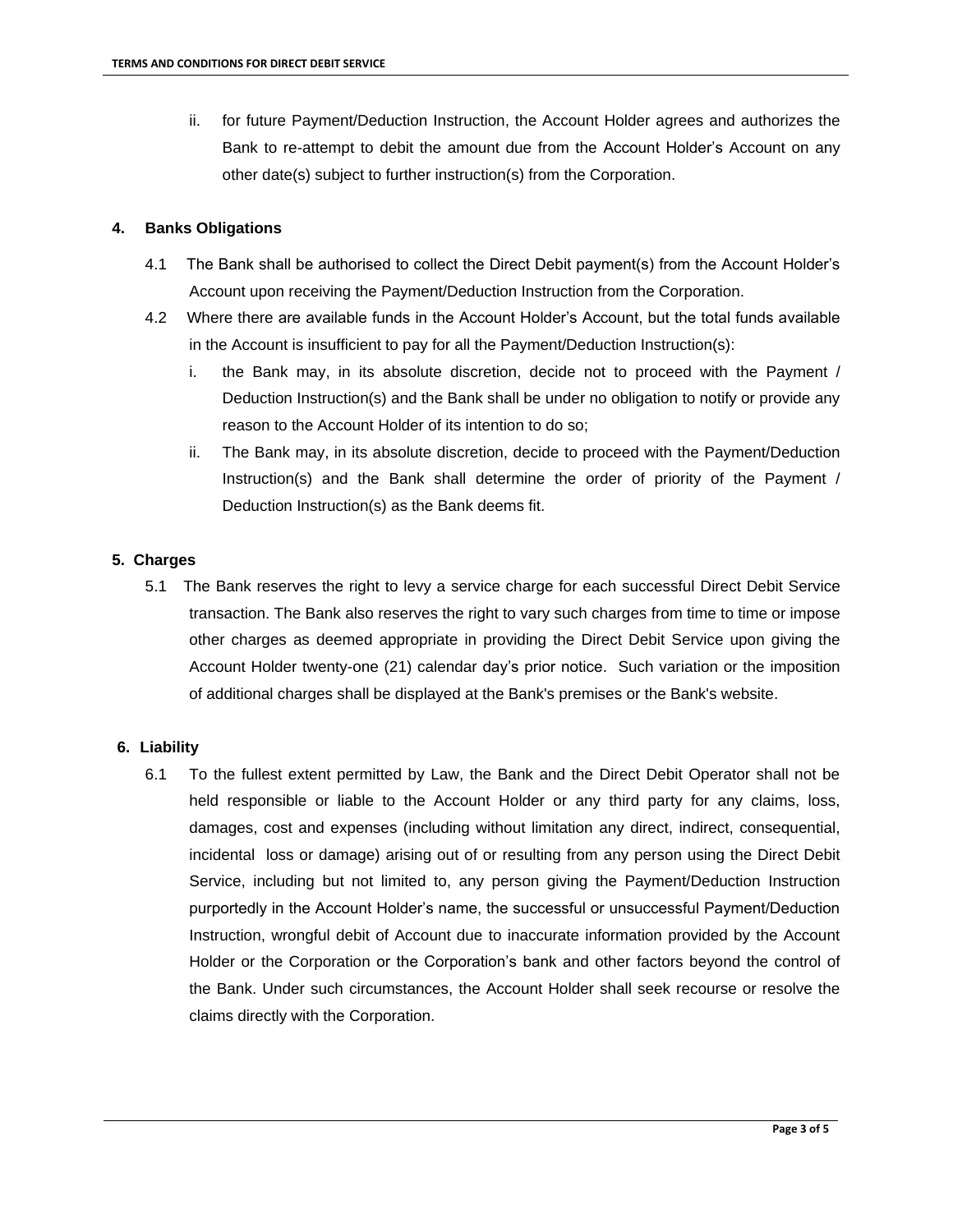ii. for future Payment/Deduction Instruction, the Account Holder agrees and authorizes the Bank to re-attempt to debit the amount due from the Account Holder's Account on any other date(s) subject to further instruction(s) from the Corporation.

## 4. Banks Obligations

4.1 The Bank shall be authorised to collect the Direct Debit payment(s) from the Account Holder's Account upon receiving the Payment/Deduction Instruction from the Corporation.

4.2 Where there are available funds in the Account Holder's Account, but the total funds available in the Account is insufficient to pay for all the Payment/Deduction Instruction(s):

i. the Bank may, in its absolute discretion, decide not to proceed with the Payment / Deduction Instruction(s) and the Bank shall be under no obligation to notify or provide any reason to the Account Holder of its intention to do so;

ii. The Bank may, in its absolute discretion, decide to proceed with the Payment/Deduction Instruction(s) and the Bank shall determine the order of priority of the Payment / Deduction Instruction(s) as the Bank deems fit.

## 5. Charges

5.1 The Bank reserves the right to levy a service charge for each successful Direct Debit Service transaction. The Bank also reserves the right to vary such charges from time to time or impose other charges as deemed appropriate in providing the Direct Debit Service upon giving the Account Holder twenty-one (21) calendar day's prior notice. Such variation or the imposition of additional charges shall be displayed at the Bank's premises or the Bank's website.

## 6. Liability

6.1 To the fullest extent permitted by Law, the Bank and the Direct Debit Operator shall not be held responsible or liable to the Account Holder or any third party for any claims, loss, damages, cost and expenses (including without limitation any direct, indirect, consequential, incidental loss or damage) arising out of or resulting from any person using the Direct Debit Service, including but not limited to, any person giving the Payment/Deduction Instruction purportedly in the Account Holder's name, the successful or unsuccessful Payment/Deduction Instruction, wrongful debit of Account due to inaccurate information provided by the Account Holder or the Corporation or the Corporation's bank and other factors beyond the control of the Bank. Under such circumstances, the Account Holder shall seek recourse or resolve the claims directly with the Corporation.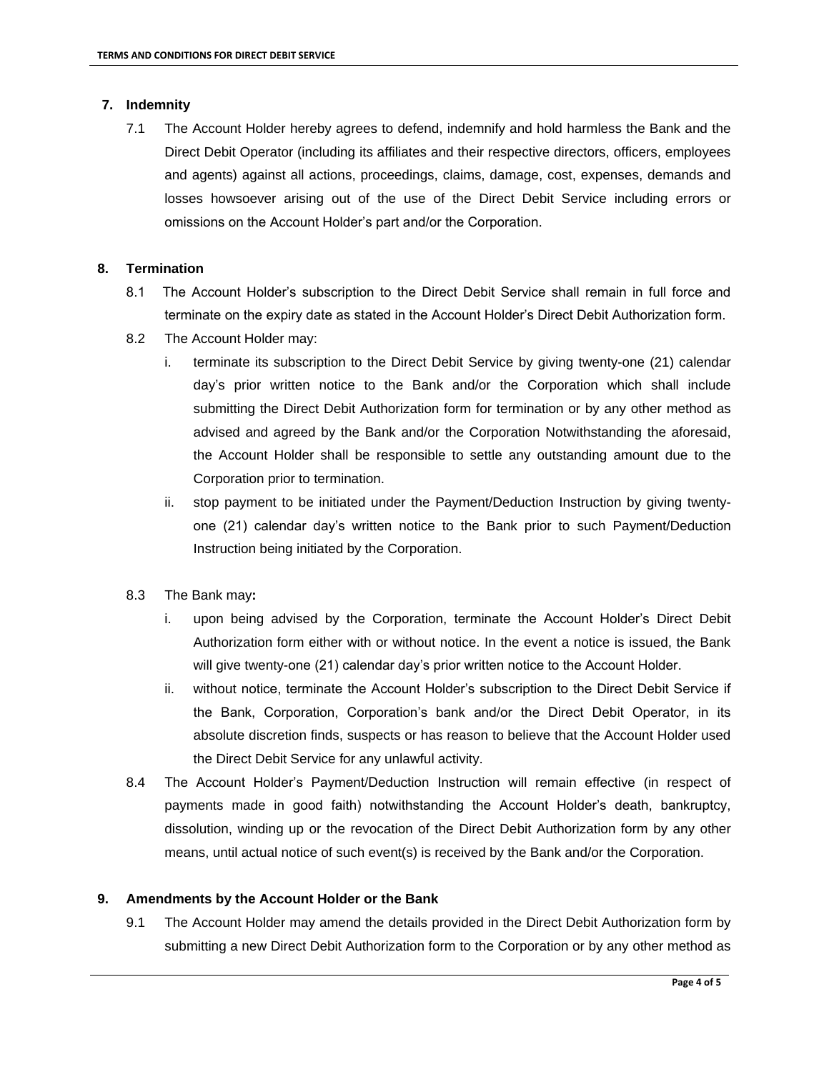## 7. Indemnity

7.1 The Account Holder hereby agrees to defend, indemnify and hold harmless the Bank and the Direct Debit Operator (including its affiliates and their respective directors, officers, employees and agents) against all actions, proceedings, claims, damage, cost, expenses, demands and losses howsoever arising out of the use of the Direct Debit Service including errors or omissions on the Account Holder's part and/or the Corporation.

## 8. Termination

8.1 The Account Holder's subscription to the Direct Debit Service shall remain in full force and terminate on the expiry date as stated in the Account Holder's Direct Debit Authorization form.

8.2 The Account Holder may:

i. terminate its subscription to the Direct Debit Service by giving twenty-one (21) calendar day's prior written notice to the Bank and/or the Corporation which shall include submitting the Direct Debit Authorization form for termination or by any other method as advised and agreed by the Bank and/or the Corporation Notwithstanding the aforesaid, the Account Holder shall be responsible to settle any outstanding amount due to the Corporation prior to termination.

ii. stop payment to be initiated under the Payment/Deduction Instruction by giving twenty-one (21) calendar day's written notice to the Bank prior to such Payment/Deduction Instruction being initiated by the Corporation.

8.3 The Bank may**:**

i. upon being advised by the Corporation, terminate the Account Holder's Direct Debit Authorization form either with or without notice. In the event a notice is issued, the Bank will give twenty-one (21) calendar day's prior written notice to the Account Holder.

ii. without notice, terminate the Account Holder's subscription to the Direct Debit Service if the Bank, Corporation, Corporation's bank and/or the Direct Debit Operator, in its absolute discretion finds, suspects or has reason to believe that the Account Holder used the Direct Debit Service for any unlawful activity.

8.4 The Account Holder's Payment/Deduction Instruction will remain effective (in respect of payments made in good faith) notwithstanding the Account Holder's death, bankruptcy, dissolution, winding up or the revocation of the Direct Debit Authorization form by any other means, until actual notice of such event(s) is received by the Bank and/or the Corporation.

## 9. Amendments by the Account Holder or the Bank

9.1 The Account Holder may amend the details provided in the Direct Debit Authorization form by submitting a new Direct Debit Authorization form to the Corporation or by any other method as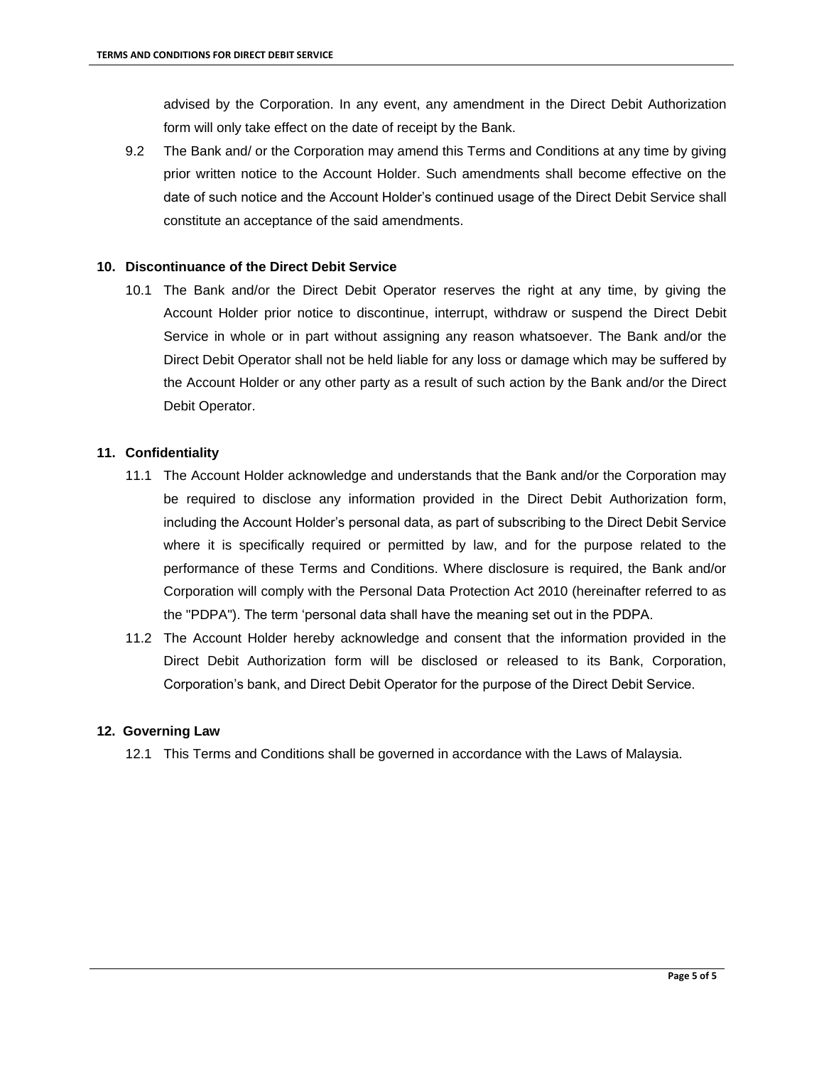advised by the Corporation. In any event, any amendment in the Direct Debit Authorization form will only take effect on the date of receipt by the Bank.

9.2 The Bank and/ or the Corporation may amend this Terms and Conditions at any time by giving prior written notice to the Account Holder. Such amendments shall become effective on the date of such notice and the Account Holder's continued usage of the Direct Debit Service shall constitute an acceptance of the said amendments.

**10. Discontinuance of the Direct Debit Service**

10.1 The Bank and/or the Direct Debit Operator reserves the right at any time, by giving the Account Holder prior notice to discontinue, interrupt, withdraw or suspend the Direct Debit Service in whole or in part without assigning any reason whatsoever. The Bank and/or the Direct Debit Operator shall not be held liable for any loss or damage which may be suffered by the Account Holder or any other party as a result of such action by the Bank and/or the Direct Debit Operator.

**11. Confidentiality**

11.1 The Account Holder acknowledge and understands that the Bank and/or the Corporation may be required to disclose any information provided in the Direct Debit Authorization form, including the Account Holder's personal data, as part of subscribing to the Direct Debit Service where it is specifically required or permitted by law, and for the purpose related to the performance of these Terms and Conditions. Where disclosure is required, the Bank and/or Corporation will comply with the Personal Data Protection Act 2010 (hereinafter referred to as the "PDPA"). The term 'personal data shall have the meaning set out in the PDPA.

11.2 The Account Holder hereby acknowledge and consent that the information provided in the Direct Debit Authorization form will be disclosed or released to its Bank, Corporation, Corporation's bank, and Direct Debit Operator for the purpose of the Direct Debit Service.

**12. Governing Law**

12.1 This Terms and Conditions shall be governed in accordance with the Laws of Malaysia.